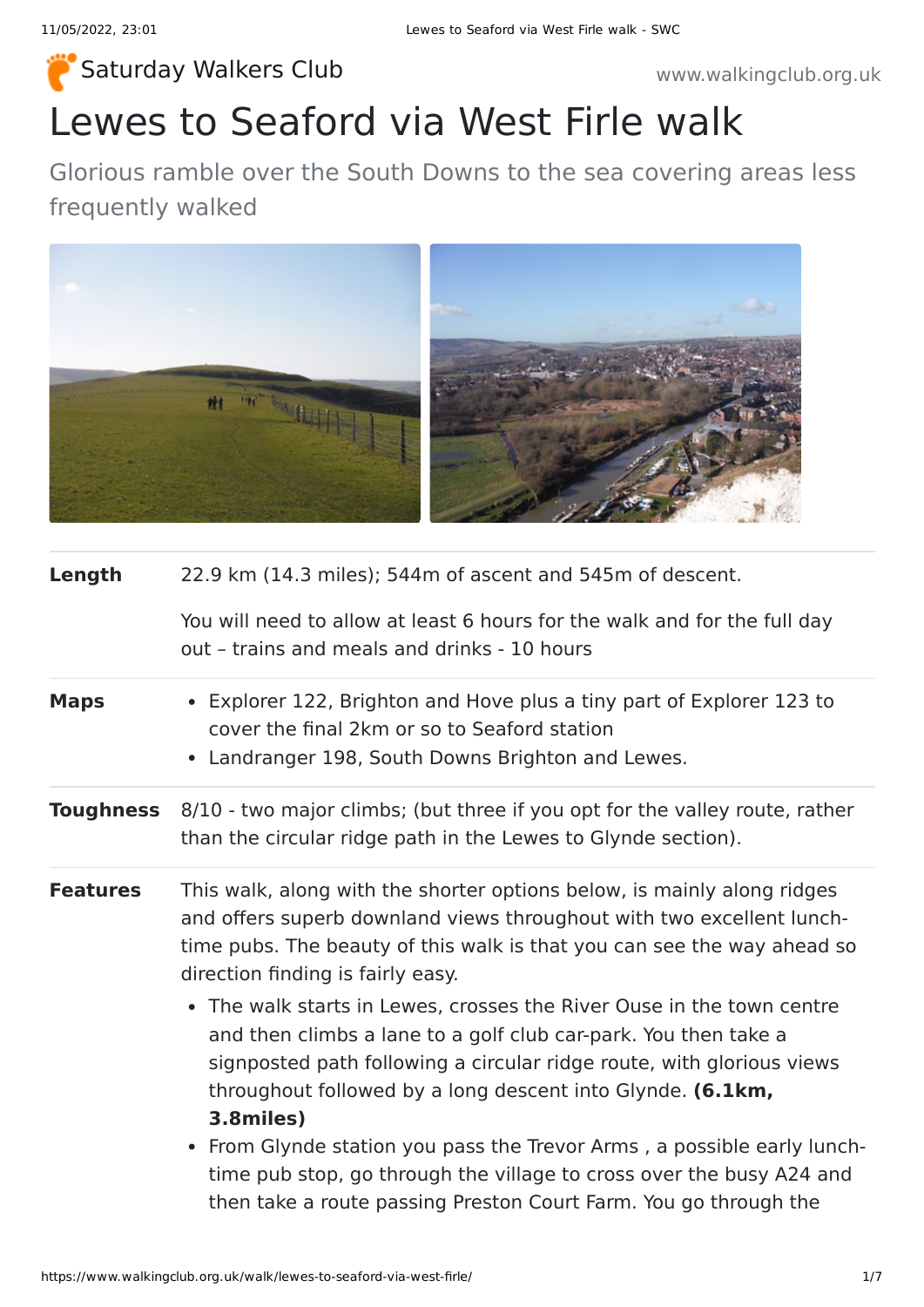Saturday Walkers Club

# Lewes to Seaford via West Firle walk

Glorious ramble over the South Downs to the sea covering areas less frequently walked

| | |
|---|---|
| **Length** | 22.9 km (14.3 miles); 544m of ascent and 545m of descent.<br><br>You will need to allow at least 6 hours for the walk and for the full day out – trains and meals and drinks - 10 hours |
| **Maps** | • Explorer 122, Brighton and Hove plus a tiny part of Explorer 123 to cover the final 2km or so to Seaford station<br>• Landranger 198, South Downs Brighton and Lewes. |
| **Toughness** | 8/10 - two major climbs; (but three if you opt for the valley route, rather than the circular ridge path in the Lewes to Glynde section). |
| **Features** | This walk, along with the shorter options below, is mainly along ridges and offers superb downland views throughout with two excellent lunch-time pubs. The beauty of this walk is that you can see the way ahead so direction finding is fairly easy.<br><br>• The walk starts in Lewes, crosses the River Ouse in the town centre and then climbs a lane to a golf club car-park. You then take a signposted path following a circular ridge route, with glorious views throughout followed by a long descent into Glynde. **(6.1km, 3.8miles)**<br>• From Glynde station you pass the Trevor Arms , a possible early lunch-time pub stop, go through the village to cross over the busy A24 and then take a route passing Preston Court Farm. You go through the |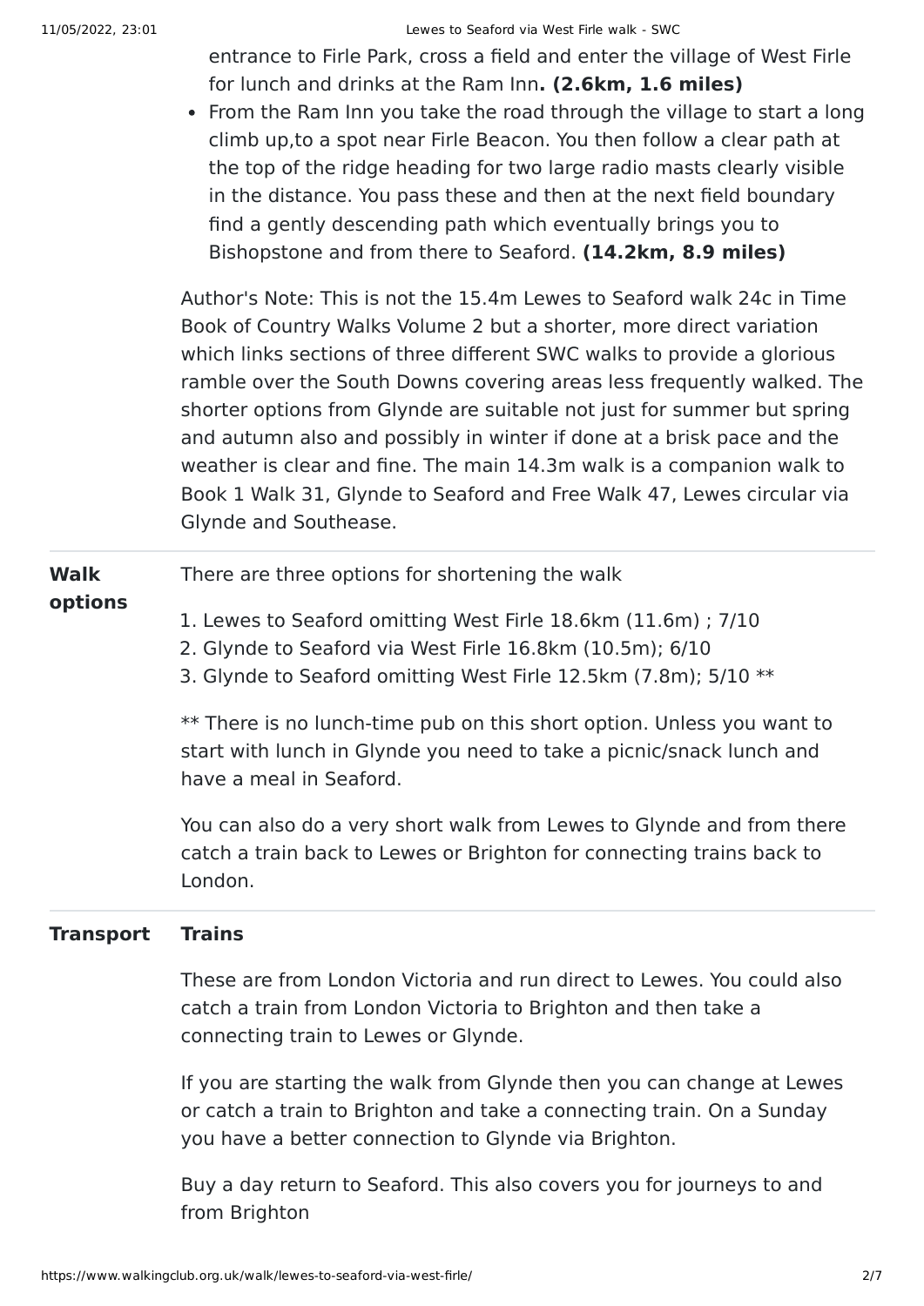entrance to Firle Park, cross a field and enter the village of West Firle for lunch and drinks at the Ram Inn**. (2.6km, 1.6 miles)**

- From the Ram Inn you take the road through the village to start a long climb up,to a spot near Firle Beacon. You then follow a clear path at the top of the ridge heading for two large radio masts clearly visible in the distance. You pass these and then at the next field boundary find a gently descending path which eventually brings you to Bishopstone and from there to Seaford. **(14.2km, 8.9 miles)**

Author's Note: This is not the 15.4m Lewes to Seaford walk 24c in Time Book of Country Walks Volume 2 but a shorter, more direct variation which links sections of three different SWC walks to provide a glorious ramble over the South Downs covering areas less frequently walked. The shorter options from Glynde are suitable not just for summer but spring and autumn also and possibly in winter if done at a brisk pace and the weather is clear and fine. The main 14.3m walk is a companion walk to Book 1 Walk 31, Glynde to Seaford and Free Walk 47, Lewes circular via Glynde and Southease.

**Walk options**

There are three options for shortening the walk

1. Lewes to Seaford omitting West Firle 18.6km (11.6m) ; 7/10
2. Glynde to Seaford via West Firle 16.8km (10.5m); 6/10
3. Glynde to Seaford omitting West Firle 12.5km (7.8m); 5/10 **

** There is no lunch-time pub on this short option. Unless you want to start with lunch in Glynde you need to take a picnic/snack lunch and have a meal in Seaford.

You can also do a very short walk from Lewes to Glynde and from there catch a train back to Lewes or Brighton for connecting trains back to London.

**Transport**

**Trains**

These are from London Victoria and run direct to Lewes. You could also catch a train from London Victoria to Brighton and then take a connecting train to Lewes or Glynde.

If you are starting the walk from Glynde then you can change at Lewes or catch a train to Brighton and take a connecting train. On a Sunday you have a better connection to Glynde via Brighton.

Buy a day return to Seaford. This also covers you for journeys to and from Brighton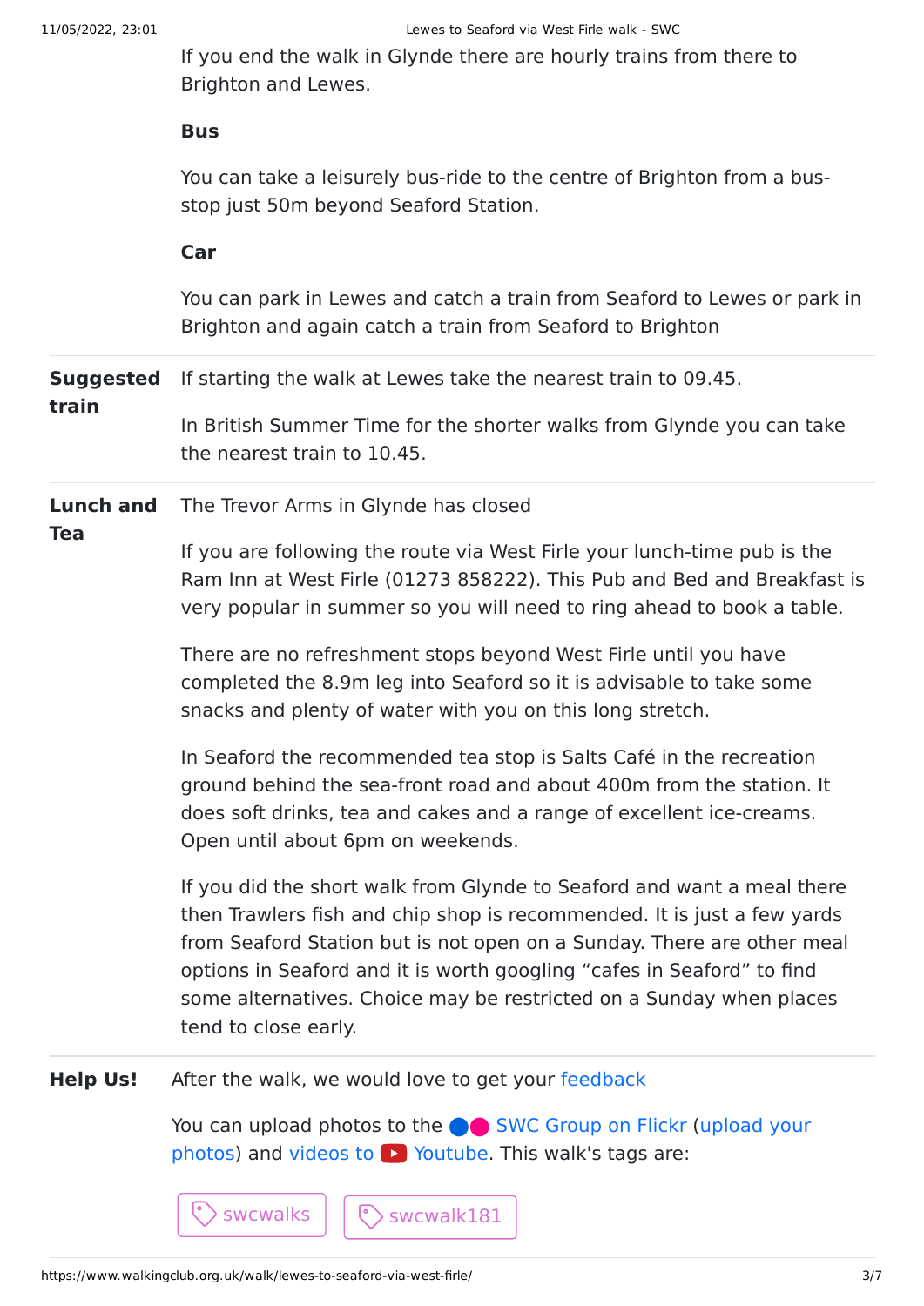If you end the walk in Glynde there are hourly trains from there to Brighton and Lewes.

**Bus**

You can take a leisurely bus-ride to the centre of Brighton from a bus-stop just 50m beyond Seaford Station.

**Car**

You can park in Lewes and catch a train from Seaford to Lewes or park in Brighton and again catch a train from Seaford to Brighton

**Suggested train**

If starting the walk at Lewes take the nearest train to 09.45.

In British Summer Time for the shorter walks from Glynde you can take the nearest train to 10.45.

**Lunch and Tea**

The Trevor Arms in Glynde has closed

If you are following the route via West Firle your lunch-time pub is the Ram Inn at West Firle (01273 858222). This Pub and Bed and Breakfast is very popular in summer so you will need to ring ahead to book a table.

There are no refreshment stops beyond West Firle until you have completed the 8.9m leg into Seaford so it is advisable to take some snacks and plenty of water with you on this long stretch.

In Seaford the recommended tea stop is Salts Café in the recreation ground behind the sea-front road and about 400m from the station. It does soft drinks, tea and cakes and a range of excellent ice-creams. Open until about 6pm on weekends.

If you did the short walk from Glynde to Seaford and want a meal there then Trawlers fish and chip shop is recommended. It is just a few yards from Seaford Station but is not open on a Sunday. There are other meal options in Seaford and it is worth googling “cafes in Seaford” to find some alternatives. Choice may be restricted on a Sunday when places tend to close early.

**Help Us!**

After the walk, we would love to get your feedback

You can upload photos to the SWC Group on Flickr (upload your photos) and videos to Youtube. This walk's tags are:

swcwalks    swcwalk181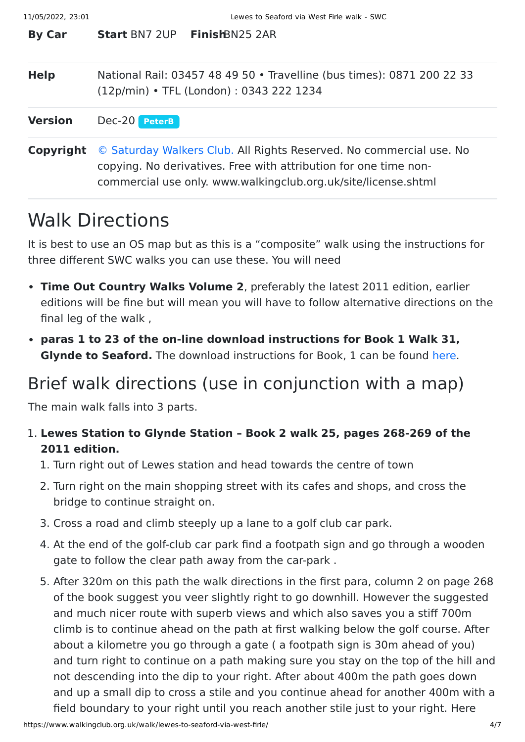| | |
|---|---|
| **By Car** | **Start** BN7 2UP **Finish** BN25 2AR |
| **Help** | National Rail: 03457 48 49 50 • Travelline (bus times): 0871 200 22 33 (12p/min) • TFL (London) : 0343 222 1234 |
| **Version** | Dec-20 PeterB |
| **Copyright** | © Saturday Walkers Club. All Rights Reserved. No commercial use. No copying. No derivatives. Free with attribution for one time non-commercial use only. www.walkingclub.org.uk/site/license.shtml |

# Walk Directions

It is best to use an OS map but as this is a “composite” walk using the instructions for three different SWC walks you can use these. You will need

- **Time Out Country Walks Volume 2**, preferably the latest 2011 edition, earlier editions will be fine but will mean you will have to follow alternative directions on the final leg of the walk ,
- **paras 1 to 23 of the on-line download instructions for Book 1 Walk 31, Glynde to Seaford.** The download instructions for Book, 1 can be found here.

## Brief walk directions (use in conjunction with a map)

The main walk falls into 3 parts.

1. **Lewes Station to Glynde Station – Book 2 walk 25, pages 268-269 of the 2011 edition.**
   1. Turn right out of Lewes station and head towards the centre of town
   2. Turn right on the main shopping street with its cafes and shops, and cross the bridge to continue straight on.
   3. Cross a road and climb steeply up a lane to a golf club car park.
   4. At the end of the golf-club car park find a footpath sign and go through a wooden gate to follow the clear path away from the car-park .
   5. After 320m on this path the walk directions in the first para, column 2 on page 268 of the book suggest you veer slightly right to go downhill. However the suggested and much nicer route with superb views and which also saves you a stiff 700m climb is to continue ahead on the path at first walking below the golf course. After about a kilometre you go through a gate ( a footpath sign is 30m ahead of you) and turn right to continue on a path making sure you stay on the top of the hill and not descending into the dip to your right. After about 400m the path goes down and up a small dip to cross a stile and you continue ahead for another 400m with a field boundary to your right until you reach another stile just to your right. Here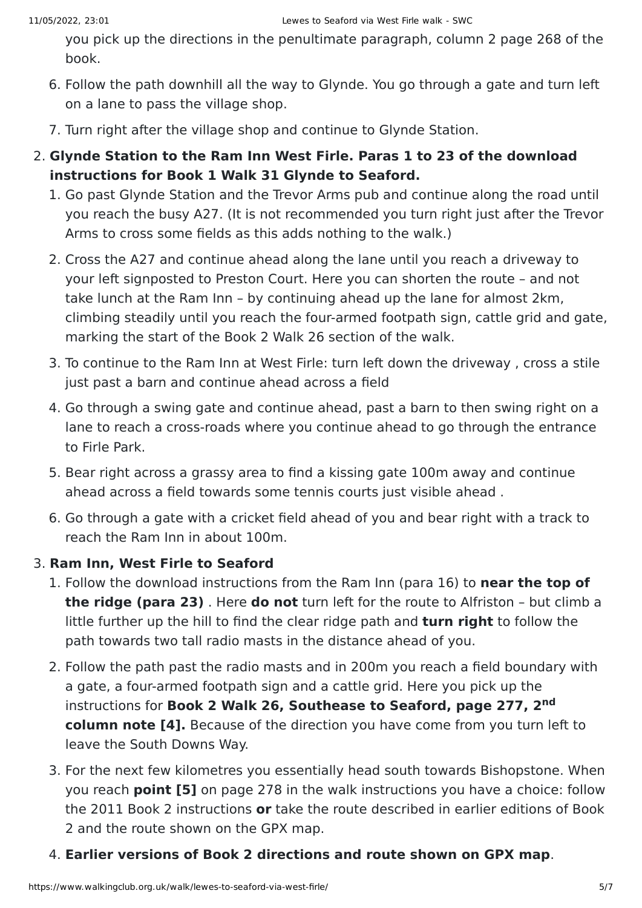you pick up the directions in the penultimate paragraph, column 2 page 268 of the book.

6. Follow the path downhill all the way to Glynde. You go through a gate and turn left on a lane to pass the village shop.
7. Turn right after the village shop and continue to Glynde Station.

2. **Glynde Station to the Ram Inn West Firle. Paras 1 to 23 of the download instructions for Book 1 Walk 31 Glynde to Seaford.**
   1. Go past Glynde Station and the Trevor Arms pub and continue along the road until you reach the busy A27. (It is not recommended you turn right just after the Trevor Arms to cross some fields as this adds nothing to the walk.)
   2. Cross the A27 and continue ahead along the lane until you reach a driveway to your left signposted to Preston Court. Here you can shorten the route – and not take lunch at the Ram Inn – by continuing ahead up the lane for almost 2km, climbing steadily until you reach the four-armed footpath sign, cattle grid and gate, marking the start of the Book 2 Walk 26 section of the walk.
   3. To continue to the Ram Inn at West Firle: turn left down the driveway , cross a stile just past a barn and continue ahead across a field
   4. Go through a swing gate and continue ahead, past a barn to then swing right on a lane to reach a cross-roads where you continue ahead to go through the entrance to Firle Park.
   5. Bear right across a grassy area to find a kissing gate 100m away and continue ahead across a field towards some tennis courts just visible ahead .
   6. Go through a gate with a cricket field ahead of you and bear right with a track to reach the Ram Inn in about 100m.

3. **Ram Inn, West Firle to Seaford**
   1. Follow the download instructions from the Ram Inn (para 16) to **near the top of the ridge (para 23)** . Here **do not** turn left for the route to Alfriston – but climb a little further up the hill to find the clear ridge path and **turn right** to follow the path towards two tall radio masts in the distance ahead of you.
   2. Follow the path past the radio masts and in 200m you reach a field boundary with a gate, a four-armed footpath sign and a cattle grid. Here you pick up the instructions for **Book 2 Walk 26, Southease to Seaford, page 277, 2nd column note [4].** Because of the direction you have come from you turn left to leave the South Downs Way.
   3. For the next few kilometres you essentially head south towards Bishopstone. When you reach **point [5]** on page 278 in the walk instructions you have a choice: follow the 2011 Book 2 instructions **or** take the route described in earlier editions of Book 2 and the route shown on the GPX map.
   4. **Earlier versions of Book 2 directions and route shown on GPX map**.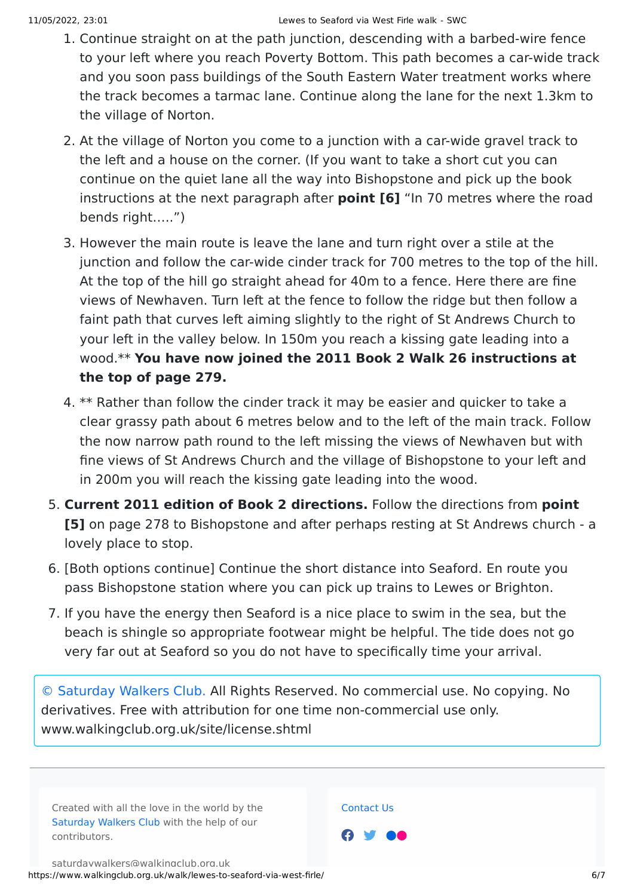1. Continue straight on at the path junction, descending with a barbed-wire fence to your left where you reach Poverty Bottom. This path becomes a car-wide track and you soon pass buildings of the South Eastern Water treatment works where the track becomes a tarmac lane. Continue along the lane for the next 1.3km to the village of Norton.
2. At the village of Norton you come to a junction with a car-wide gravel track to the left and a house on the corner. (If you want to take a short cut you can continue on the quiet lane all the way into Bishopstone and pick up the book instructions at the next paragraph after **point [6]** "In 70 metres where the road bends right.....")
3. However the main route is leave the lane and turn right over a stile at the junction and follow the car-wide cinder track for 700 metres to the top of the hill. At the top of the hill go straight ahead for 40m to a fence. Here there are fine views of Newhaven. Turn left at the fence to follow the ridge but then follow a faint path that curves left aiming slightly to the right of St Andrews Church to your left in the valley below. In 150m you reach a kissing gate leading into a wood.** **You have now joined the 2011 Book 2 Walk 26 instructions at the top of page 279.**
4. ** Rather than follow the cinder track it may be easier and quicker to take a clear grassy path about 6 metres below and to the left of the main track. Follow the now narrow path round to the left missing the views of Newhaven but with fine views of St Andrews Church and the village of Bishopstone to your left and in 200m you will reach the kissing gate leading into the wood.

5. **Current 2011 edition of Book 2 directions.** Follow the directions from **point [5]** on page 278 to Bishopstone and after perhaps resting at St Andrews church - a lovely place to stop.
6. [Both options continue] Continue the short distance into Seaford. En route you pass Bishopstone station where you can pick up trains to Lewes or Brighton.
7. If you have the energy then Seaford is a nice place to swim in the sea, but the beach is shingle so appropriate footwear might be helpful. The tide does not go very far out at Seaford so you do not have to specifically time your arrival.

© Saturday Walkers Club. All Rights Reserved. No commercial use. No copying. No derivatives. Free with attribution for one time non-commercial use only. www.walkingclub.org.uk/site/license.shtml

Created with all the love in the world by the Saturday Walkers Club with the help of our contributors.

saturdaywalkers@walkingclub.org.uk

Contact Us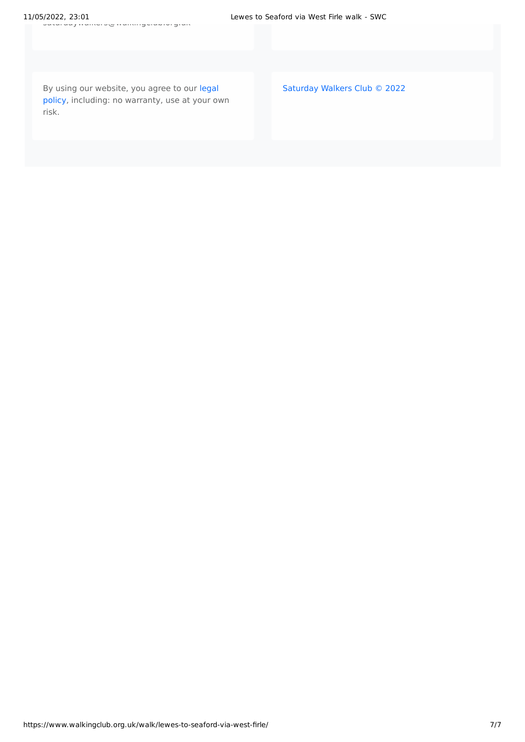saturdaywalkers@walkingclub.org.uk

By using our website, you agree to our legal policy, including: no warranty, use at your own risk.

Saturday Walkers Club © 2022